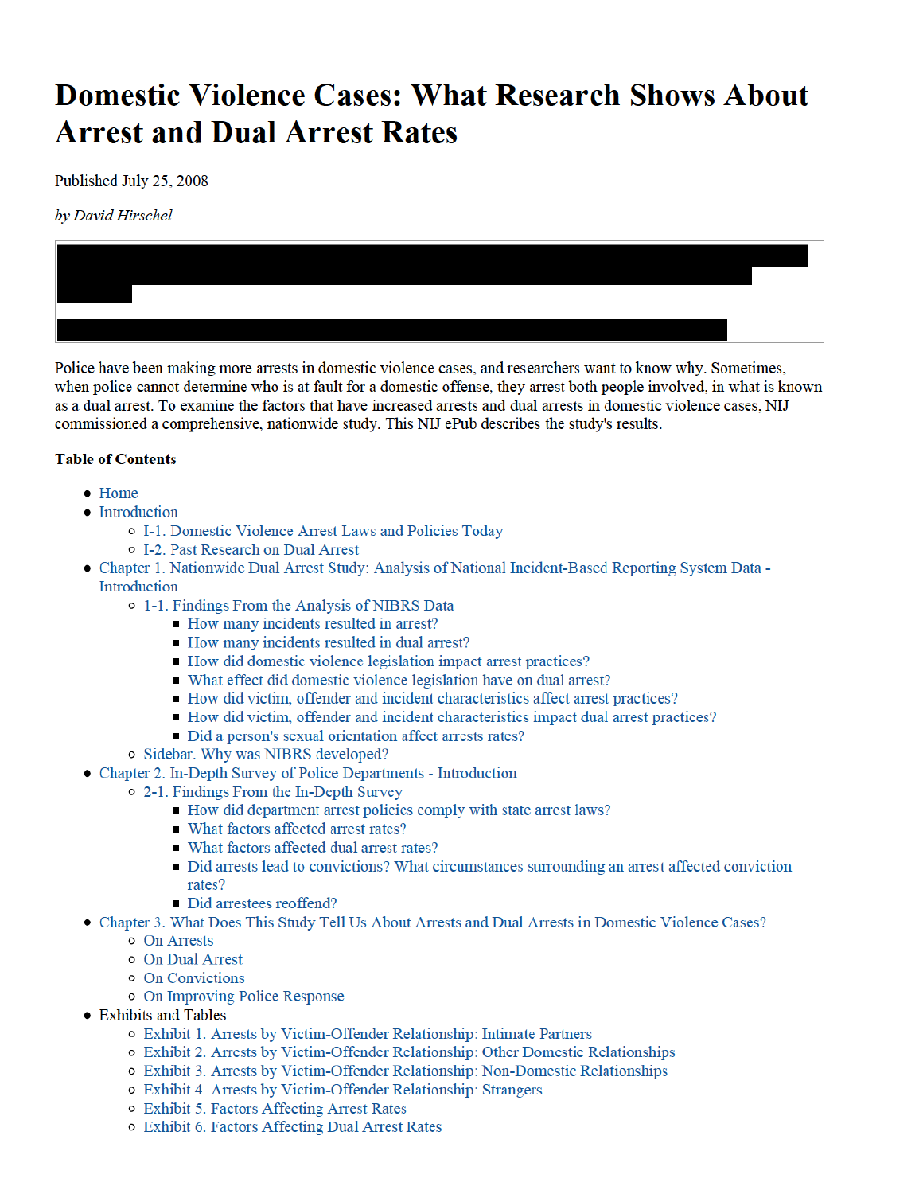# Domestic Violence Cases: What Research Shows About Arrest and Dual Arrest Rates

Published July 25, 2008

*by David Hirschel*

Police have been making more arrests in domestic violence cases, and researchers want to know why. Sometimes, when police cannot determine who is at fault for a domestic offense, they arrest both people involved, in what is known as a dual arrest. To examine the factors that have increased arrests and dual arrests in domestic violence cases, NIJ commissioned a comprehensive, nationwide study. This NIJ ePub describes the study's results.

**Table of Contents**

- Home
- Introduction
  - I-1. Domestic Violence Arrest Laws and Policies Today
  - I-2. Past Research on Dual Arrest
- Chapter 1. Nationwide Dual Arrest Study: Analysis of National Incident-Based Reporting System Data - Introduction
  - 1-1. Findings From the Analysis of NIBRS Data
    - How many incidents resulted in arrest?
    - How many incidents resulted in dual arrest?
    - How did domestic violence legislation impact arrest practices?
    - What effect did domestic violence legislation have on dual arrest?
    - How did victim, offender and incident characteristics affect arrest practices?
    - How did victim, offender and incident characteristics impact dual arrest practices?
    - Did a person's sexual orientation affect arrests rates?
  - Sidebar. Why was NIBRS developed?
- Chapter 2. In-Depth Survey of Police Departments - Introduction
  - 2-1. Findings From the In-Depth Survey
    - How did department arrest policies comply with state arrest laws?
    - What factors affected arrest rates?
    - What factors affected dual arrest rates?
    - Did arrests lead to convictions? What circumstances surrounding an arrest affected conviction rates?
    - Did arrestees reoffend?
- Chapter 3. What Does This Study Tell Us About Arrests and Dual Arrests in Domestic Violence Cases?
  - On Arrests
  - On Dual Arrest
  - On Convictions
  - On Improving Police Response
- Exhibits and Tables
  - Exhibit 1. Arrests by Victim-Offender Relationship: Intimate Partners
  - Exhibit 2. Arrests by Victim-Offender Relationship: Other Domestic Relationships
  - Exhibit 3. Arrests by Victim-Offender Relationship: Non-Domestic Relationships
  - Exhibit 4. Arrests by Victim-Offender Relationship: Strangers
  - Exhibit 5. Factors Affecting Arrest Rates
  - Exhibit 6. Factors Affecting Dual Arrest Rates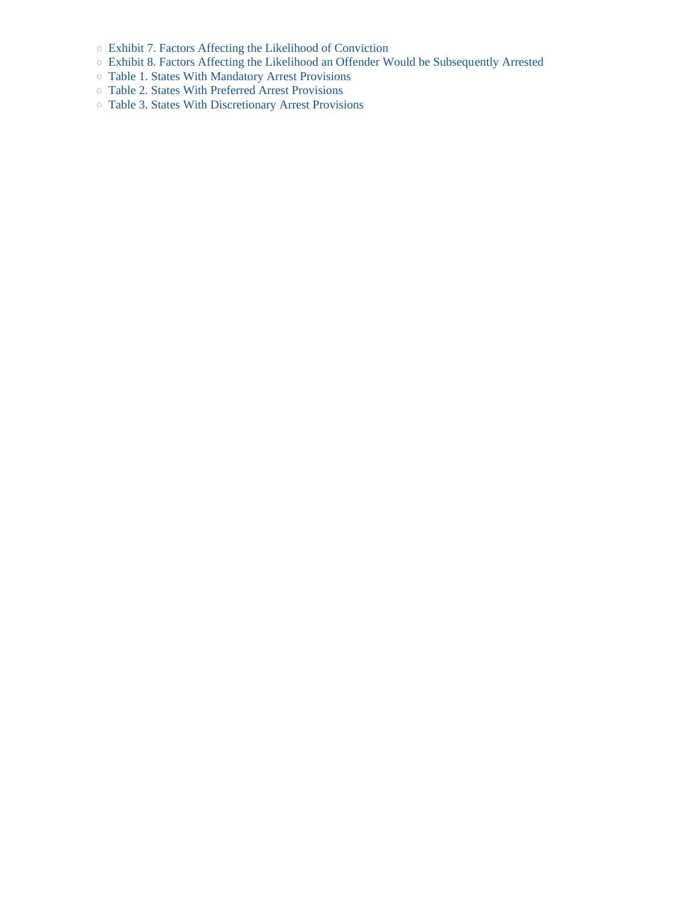- Exhibit 7. Factors Affecting the Likelihood of Conviction
- Exhibit 8. Factors Affecting the Likelihood an Offender Would be Subsequently Arrested
- Table 1. States With Mandatory Arrest Provisions
- Table 2. States With Preferred Arrest Provisions
- Table 3. States With Discretionary Arrest Provisions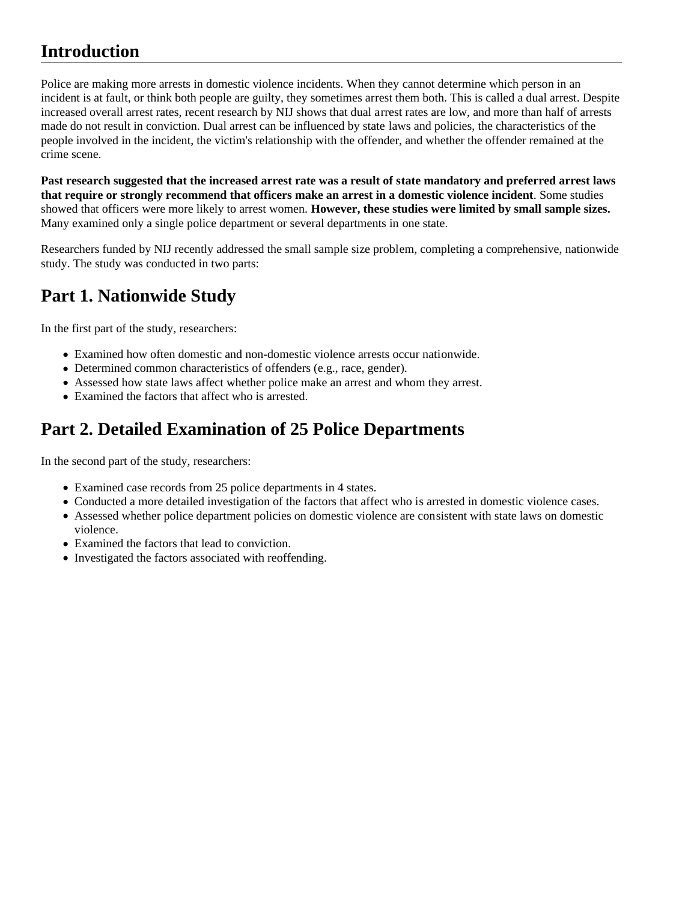## Introduction

Police are making more arrests in domestic violence incidents. When they cannot determine which person in an incident is at fault, or think both people are guilty, they sometimes arrest them both. This is called a dual arrest. Despite increased overall arrest rates, recent research by NIJ shows that dual arrest rates are low, and more than half of arrests made do not result in conviction. Dual arrest can be influenced by state laws and policies, the characteristics of the people involved in the incident, the victim's relationship with the offender, and whether the offender remained at the crime scene.

**Past research suggested that the increased arrest rate was a result of state mandatory and preferred arrest laws that require or strongly recommend that officers make an arrest in a domestic violence incident**. Some studies showed that officers were more likely to arrest women. **However, these studies were limited by small sample sizes.** Many examined only a single police department or several departments in one state.

Researchers funded by NIJ recently addressed the small sample size problem, completing a comprehensive, nationwide study. The study was conducted in two parts:

## Part 1. Nationwide Study

In the first part of the study, researchers:

- Examined how often domestic and non-domestic violence arrests occur nationwide.
- Determined common characteristics of offenders (e.g., race, gender).
- Assessed how state laws affect whether police make an arrest and whom they arrest.
- Examined the factors that affect who is arrested.

## Part 2. Detailed Examination of 25 Police Departments

In the second part of the study, researchers:

- Examined case records from 25 police departments in 4 states.
- Conducted a more detailed investigation of the factors that affect who is arrested in domestic violence cases.
- Assessed whether police department policies on domestic violence are consistent with state laws on domestic violence.
- Examined the factors that lead to conviction.
- Investigated the factors associated with reoffending.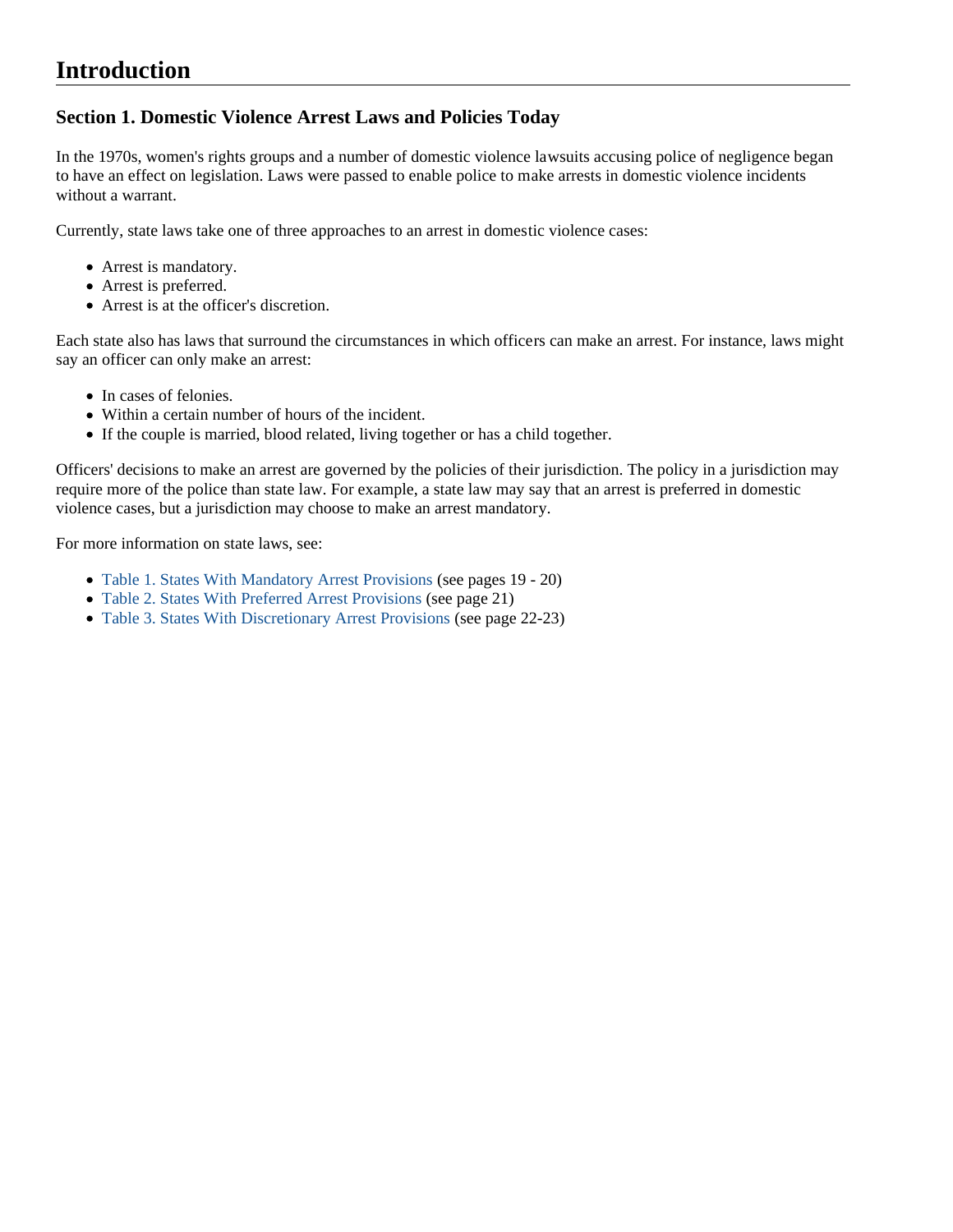# Introduction

## Section 1. Domestic Violence Arrest Laws and Policies Today

In the 1970s, women's rights groups and a number of domestic violence lawsuits accusing police of negligence began to have an effect on legislation. Laws were passed to enable police to make arrests in domestic violence incidents without a warrant.

Currently, state laws take one of three approaches to an arrest in domestic violence cases:

- Arrest is mandatory.
- Arrest is preferred.
- Arrest is at the officer's discretion.

Each state also has laws that surround the circumstances in which officers can make an arrest. For instance, laws might say an officer can only make an arrest:

- In cases of felonies.
- Within a certain number of hours of the incident.
- If the couple is married, blood related, living together or has a child together.

Officers' decisions to make an arrest are governed by the policies of their jurisdiction. The policy in a jurisdiction may require more of the police than state law. For example, a state law may say that an arrest is preferred in domestic violence cases, but a jurisdiction may choose to make an arrest mandatory.

For more information on state laws, see:

- Table 1. States With Mandatory Arrest Provisions (see pages 19 - 20)
- Table 2. States With Preferred Arrest Provisions (see page 21)
- Table 3. States With Discretionary Arrest Provisions (see page 22-23)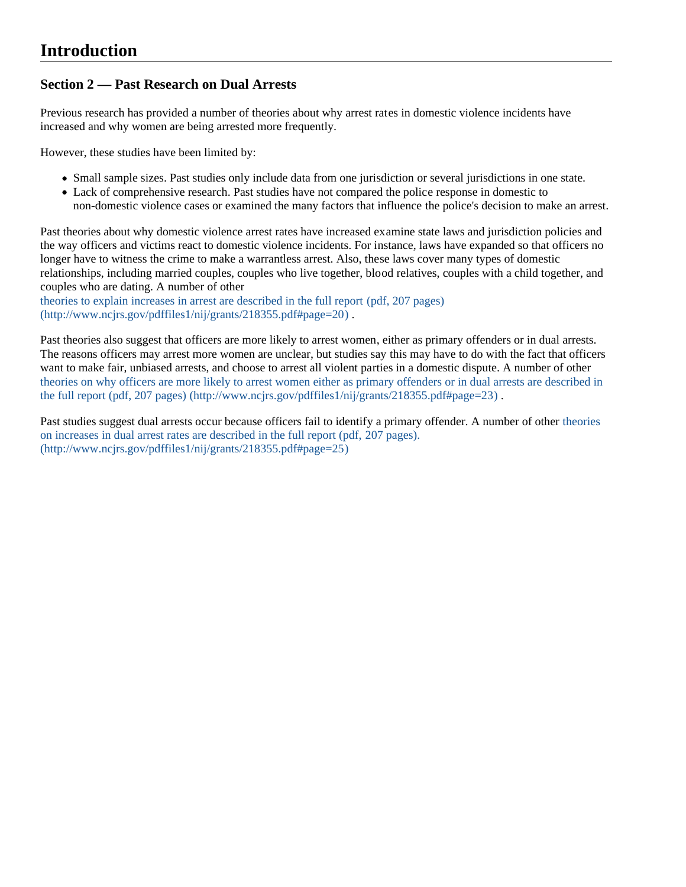# Introduction

## Section 2 — Past Research on Dual Arrests

Previous research has provided a number of theories about why arrest rates in domestic violence incidents have increased and why women are being arrested more frequently.

However, these studies have been limited by:

- Small sample sizes. Past studies only include data from one jurisdiction or several jurisdictions in one state.
- Lack of comprehensive research. Past studies have not compared the police response in domestic to non-domestic violence cases or examined the many factors that influence the police's decision to make an arrest.

Past theories about why domestic violence arrest rates have increased examine state laws and jurisdiction policies and the way officers and victims react to domestic violence incidents. For instance, laws have expanded so that officers no longer have to witness the crime to make a warrantless arrest. Also, these laws cover many types of domestic relationships, including married couples, couples who live together, blood relatives, couples with a child together, and couples who are dating. A number of other theories to explain increases in arrest are described in the full report (pdf, 207 pages) (http://www.ncjrs.gov/pdffiles1/nij/grants/218355.pdf#page=20) .

Past theories also suggest that officers are more likely to arrest women, either as primary offenders or in dual arrests. The reasons officers may arrest more women are unclear, but studies say this may have to do with the fact that officers want to make fair, unbiased arrests, and choose to arrest all violent parties in a domestic dispute. A number of other theories on why officers are more likely to arrest women either as primary offenders or in dual arrests are described in the full report (pdf, 207 pages) (http://www.ncjrs.gov/pdffiles1/nij/grants/218355.pdf#page=23) .

Past studies suggest dual arrests occur because officers fail to identify a primary offender. A number of other theories on increases in dual arrest rates are described in the full report (pdf, 207 pages). (http://www.ncjrs.gov/pdffiles1/nij/grants/218355.pdf#page=25)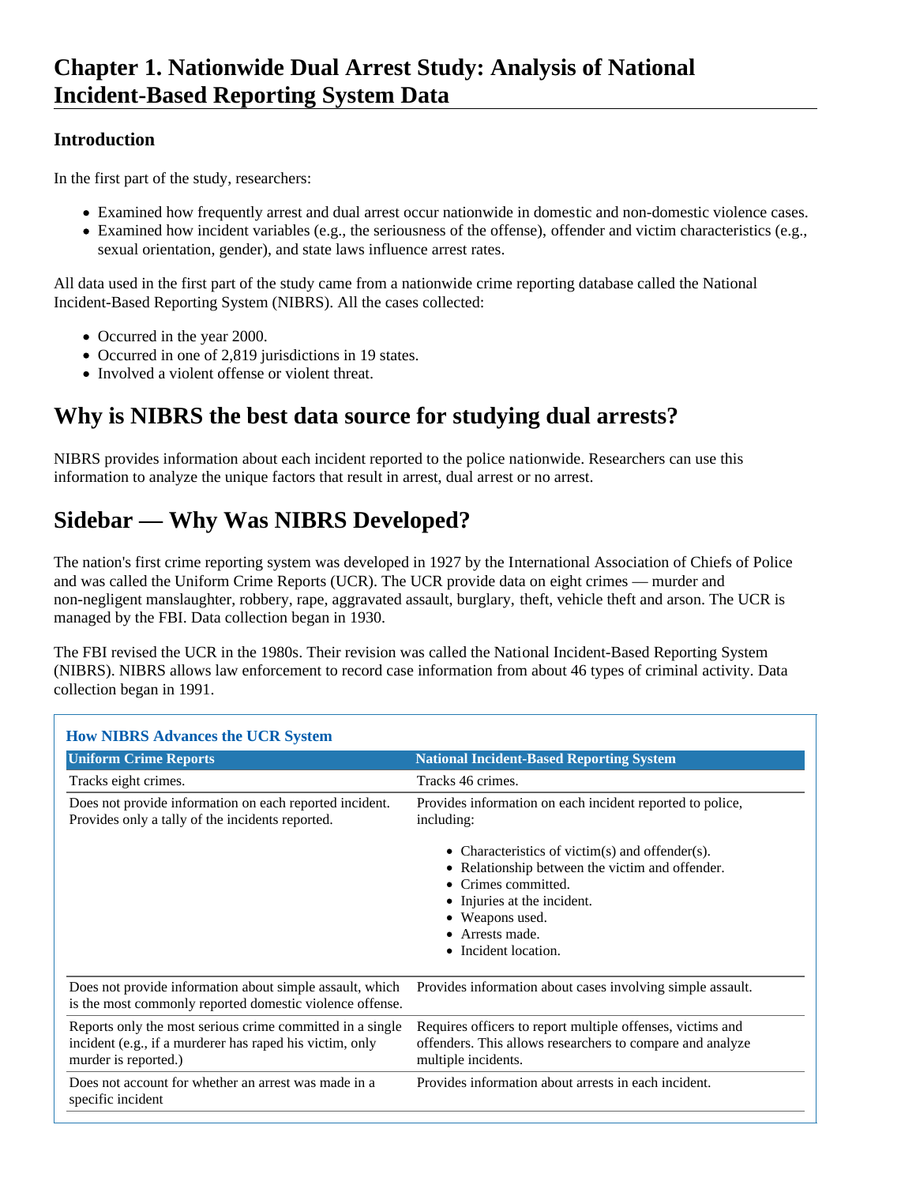# Chapter 1. Nationwide Dual Arrest Study: Analysis of National Incident-Based Reporting System Data

### Introduction

In the first part of the study, researchers:

- Examined how frequently arrest and dual arrest occur nationwide in domestic and non-domestic violence cases.
- Examined how incident variables (e.g., the seriousness of the offense), offender and victim characteristics (e.g., sexual orientation, gender), and state laws influence arrest rates.

All data used in the first part of the study came from a nationwide crime reporting database called the National Incident-Based Reporting System (NIBRS). All the cases collected:

- Occurred in the year 2000.
- Occurred in one of 2,819 jurisdictions in 19 states.
- Involved a violent offense or violent threat.

## Why is NIBRS the best data source for studying dual arrests?

NIBRS provides information about each incident reported to the police nationwide. Researchers can use this information to analyze the unique factors that result in arrest, dual arrest or no arrest.

## Sidebar — Why Was NIBRS Developed?

The nation's first crime reporting system was developed in 1927 by the International Association of Chiefs of Police and was called the Uniform Crime Reports (UCR). The UCR provide data on eight crimes — murder and non-negligent manslaughter, robbery, rape, aggravated assault, burglary, theft, vehicle theft and arson. The UCR is managed by the FBI. Data collection began in 1930.

The FBI revised the UCR in the 1980s. Their revision was called the National Incident-Based Reporting System (NIBRS). NIBRS allows law enforcement to record case information from about 46 types of criminal activity. Data collection began in 1991.

**How NIBRS Advances the UCR System**

| Uniform Crime Reports | National Incident-Based Reporting System |
|---|---|
| Tracks eight crimes. | Tracks 46 crimes. |
| Does not provide information on each reported incident. Provides only a tally of the incidents reported. | Provides information on each incident reported to police, including: <br>• Characteristics of victim(s) and offender(s).<br>• Relationship between the victim and offender.<br>• Crimes committed.<br>• Injuries at the incident.<br>• Weapons used.<br>• Arrests made.<br>• Incident location. |
| Does not provide information about simple assault, which is the most commonly reported domestic violence offense. | Provides information about cases involving simple assault. |
| Reports only the most serious crime committed in a single incident (e.g., if a murderer has raped his victim, only murder is reported.) | Requires officers to report multiple offenses, victims and offenders. This allows researchers to compare and analyze multiple incidents. |
| Does not account for whether an arrest was made in a specific incident | Provides information about arrests in each incident. |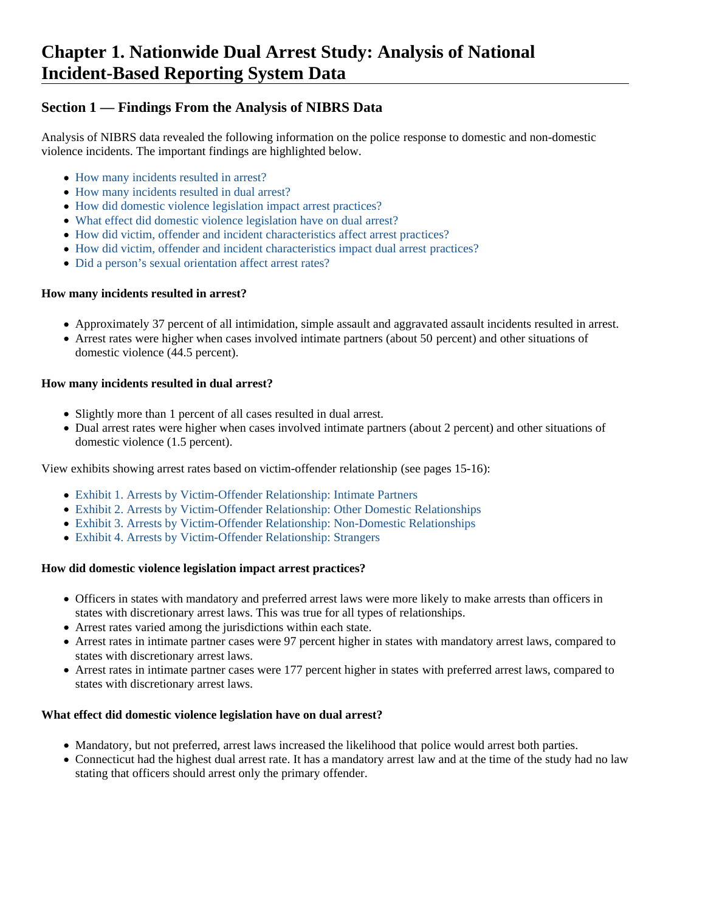# Chapter 1. Nationwide Dual Arrest Study: Analysis of National Incident-Based Reporting System Data

## Section 1 — Findings From the Analysis of NIBRS Data

Analysis of NIBRS data revealed the following information on the police response to domestic and non-domestic violence incidents. The important findings are highlighted below.

- How many incidents resulted in arrest?
- How many incidents resulted in dual arrest?
- How did domestic violence legislation impact arrest practices?
- What effect did domestic violence legislation have on dual arrest?
- How did victim, offender and incident characteristics affect arrest practices?
- How did victim, offender and incident characteristics impact dual arrest practices?
- Did a person's sexual orientation affect arrest rates?

#### How many incidents resulted in arrest?

- Approximately 37 percent of all intimidation, simple assault and aggravated assault incidents resulted in arrest.
- Arrest rates were higher when cases involved intimate partners (about 50 percent) and other situations of domestic violence (44.5 percent).

#### How many incidents resulted in dual arrest?

- Slightly more than 1 percent of all cases resulted in dual arrest.
- Dual arrest rates were higher when cases involved intimate partners (about 2 percent) and other situations of domestic violence (1.5 percent).

View exhibits showing arrest rates based on victim-offender relationship (see pages 15-16):

- Exhibit 1. Arrests by Victim-Offender Relationship: Intimate Partners
- Exhibit 2. Arrests by Victim-Offender Relationship: Other Domestic Relationships
- Exhibit 3. Arrests by Victim-Offender Relationship: Non-Domestic Relationships
- Exhibit 4. Arrests by Victim-Offender Relationship: Strangers

#### How did domestic violence legislation impact arrest practices?

- Officers in states with mandatory and preferred arrest laws were more likely to make arrests than officers in states with discretionary arrest laws. This was true for all types of relationships.
- Arrest rates varied among the jurisdictions within each state.
- Arrest rates in intimate partner cases were 97 percent higher in states with mandatory arrest laws, compared to states with discretionary arrest laws.
- Arrest rates in intimate partner cases were 177 percent higher in states with preferred arrest laws, compared to states with discretionary arrest laws.

#### What effect did domestic violence legislation have on dual arrest?

- Mandatory, but not preferred, arrest laws increased the likelihood that police would arrest both parties.
- Connecticut had the highest dual arrest rate. It has a mandatory arrest law and at the time of the study had no law stating that officers should arrest only the primary offender.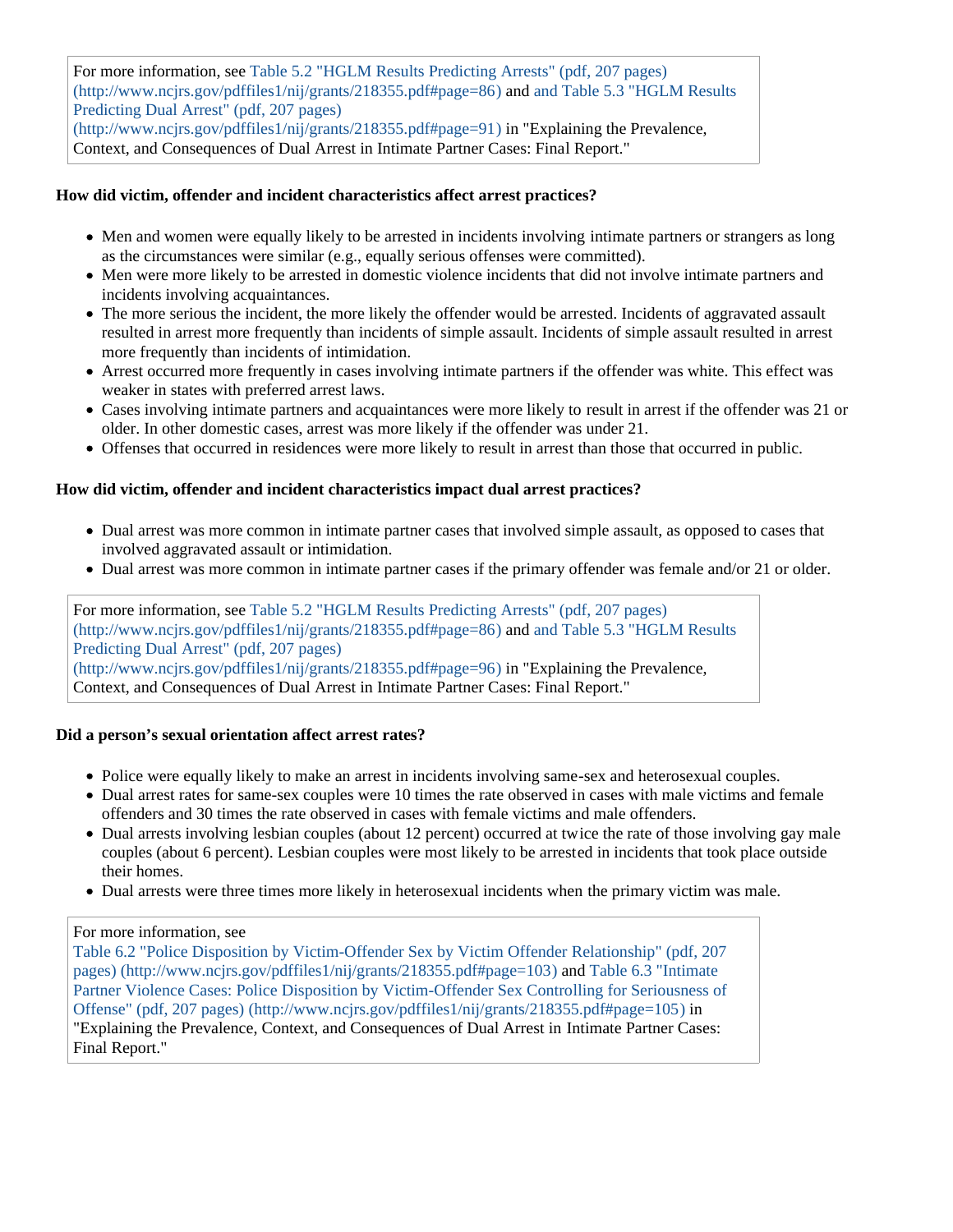For more information, see Table 5.2 "HGLM Results Predicting Arrests" (pdf, 207 pages) (http://www.ncjrs.gov/pdffiles1/nij/grants/218355.pdf#page=86) and and Table 5.3 "HGLM Results Predicting Dual Arrest" (pdf, 207 pages) (http://www.ncjrs.gov/pdffiles1/nij/grants/218355.pdf#page=91) in "Explaining the Prevalence, Context, and Consequences of Dual Arrest in Intimate Partner Cases: Final Report."

**How did victim, offender and incident characteristics affect arrest practices?**

- Men and women were equally likely to be arrested in incidents involving intimate partners or strangers as long as the circumstances were similar (e.g., equally serious offenses were committed).
- Men were more likely to be arrested in domestic violence incidents that did not involve intimate partners and incidents involving acquaintances.
- The more serious the incident, the more likely the offender would be arrested. Incidents of aggravated assault resulted in arrest more frequently than incidents of simple assault. Incidents of simple assault resulted in arrest more frequently than incidents of intimidation.
- Arrest occurred more frequently in cases involving intimate partners if the offender was white. This effect was weaker in states with preferred arrest laws.
- Cases involving intimate partners and acquaintances were more likely to result in arrest if the offender was 21 or older. In other domestic cases, arrest was more likely if the offender was under 21.
- Offenses that occurred in residences were more likely to result in arrest than those that occurred in public.

**How did victim, offender and incident characteristics impact dual arrest practices?**

- Dual arrest was more common in intimate partner cases that involved simple assault, as opposed to cases that involved aggravated assault or intimidation.
- Dual arrest was more common in intimate partner cases if the primary offender was female and/or 21 or older.

For more information, see Table 5.2 "HGLM Results Predicting Arrests" (pdf, 207 pages) (http://www.ncjrs.gov/pdffiles1/nij/grants/218355.pdf#page=86) and and Table 5.3 "HGLM Results Predicting Dual Arrest" (pdf, 207 pages) (http://www.ncjrs.gov/pdffiles1/nij/grants/218355.pdf#page=96) in "Explaining the Prevalence, Context, and Consequences of Dual Arrest in Intimate Partner Cases: Final Report."

**Did a person's sexual orientation affect arrest rates?**

- Police were equally likely to make an arrest in incidents involving same-sex and heterosexual couples.
- Dual arrest rates for same-sex couples were 10 times the rate observed in cases with male victims and female offenders and 30 times the rate observed in cases with female victims and male offenders.
- Dual arrests involving lesbian couples (about 12 percent) occurred at twice the rate of those involving gay male couples (about 6 percent). Lesbian couples were most likely to be arrested in incidents that took place outside their homes.
- Dual arrests were three times more likely in heterosexual incidents when the primary victim was male.

For more information, see Table 6.2 "Police Disposition by Victim-Offender Sex by Victim Offender Relationship" (pdf, 207 pages) (http://www.ncjrs.gov/pdffiles1/nij/grants/218355.pdf#page=103) and Table 6.3 "Intimate Partner Violence Cases: Police Disposition by Victim-Offender Sex Controlling for Seriousness of Offense" (pdf, 207 pages) (http://www.ncjrs.gov/pdffiles1/nij/grants/218355.pdf#page=105) in "Explaining the Prevalence, Context, and Consequences of Dual Arrest in Intimate Partner Cases: Final Report."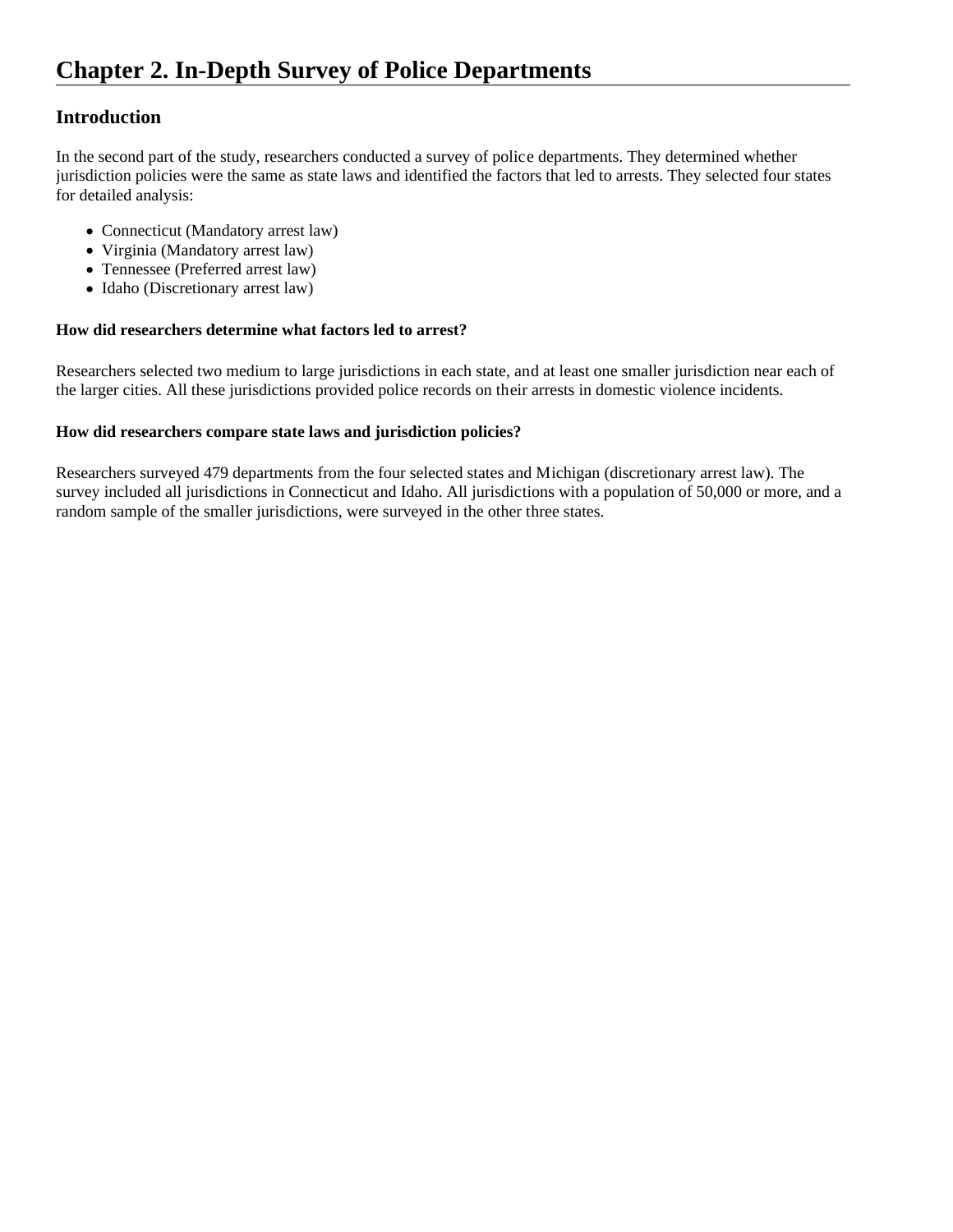# Chapter 2. In-Depth Survey of Police Departments

## Introduction

In the second part of the study, researchers conducted a survey of police departments. They determined whether jurisdiction policies were the same as state laws and identified the factors that led to arrests. They selected four states for detailed analysis:

- Connecticut (Mandatory arrest law)
- Virginia (Mandatory arrest law)
- Tennessee (Preferred arrest law)
- Idaho (Discretionary arrest law)

**How did researchers determine what factors led to arrest?**

Researchers selected two medium to large jurisdictions in each state, and at least one smaller jurisdiction near each of the larger cities. All these jurisdictions provided police records on their arrests in domestic violence incidents.

**How did researchers compare state laws and jurisdiction policies?**

Researchers surveyed 479 departments from the four selected states and Michigan (discretionary arrest law). The survey included all jurisdictions in Connecticut and Idaho. All jurisdictions with a population of 50,000 or more, and a random sample of the smaller jurisdictions, were surveyed in the other three states.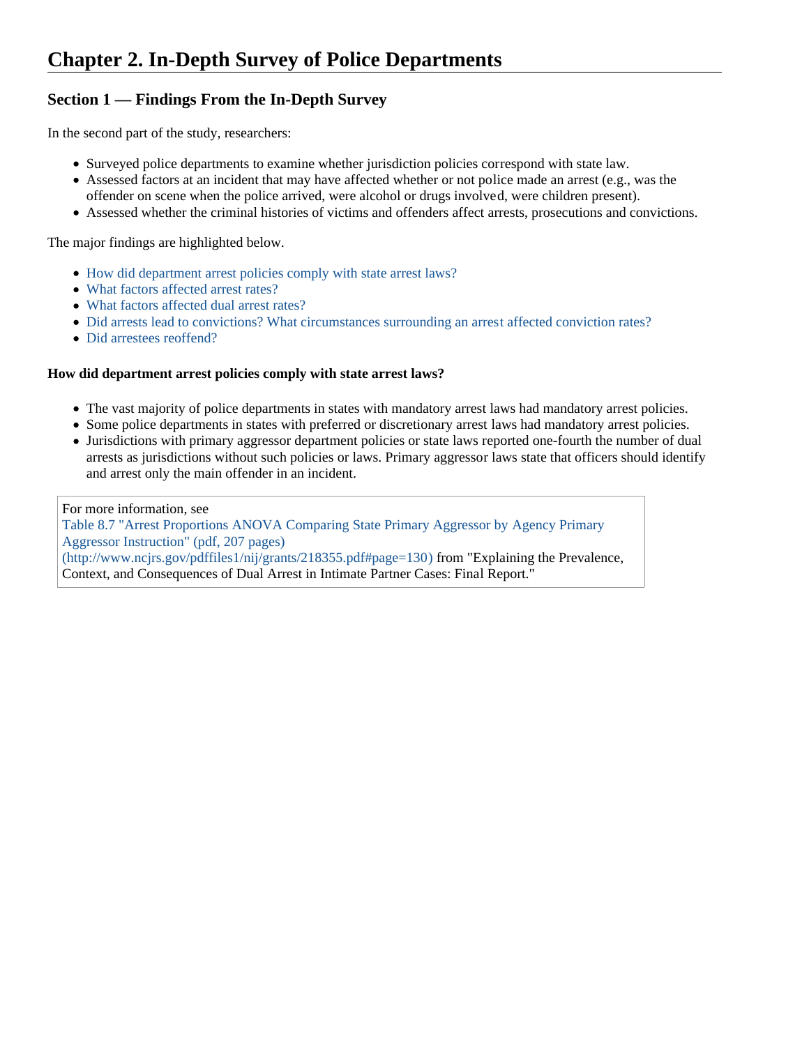# Chapter 2. In-Depth Survey of Police Departments

## Section 1 — Findings From the In-Depth Survey

In the second part of the study, researchers:

- Surveyed police departments to examine whether jurisdiction policies correspond with state law.
- Assessed factors at an incident that may have affected whether or not police made an arrest (e.g., was the offender on scene when the police arrived, were alcohol or drugs involved, were children present).
- Assessed whether the criminal histories of victims and offenders affect arrests, prosecutions and convictions.

The major findings are highlighted below.

- How did department arrest policies comply with state arrest laws?
- What factors affected arrest rates?
- What factors affected dual arrest rates?
- Did arrests lead to convictions? What circumstances surrounding an arrest affected conviction rates?
- Did arrestees reoffend?

**How did department arrest policies comply with state arrest laws?**

- The vast majority of police departments in states with mandatory arrest laws had mandatory arrest policies.
- Some police departments in states with preferred or discretionary arrest laws had mandatory arrest policies.
- Jurisdictions with primary aggressor department policies or state laws reported one-fourth the number of dual arrests as jurisdictions without such policies or laws. Primary aggressor laws state that officers should identify and arrest only the main offender in an incident.

For more information, see Table 8.7 "Arrest Proportions ANOVA Comparing State Primary Aggressor by Agency Primary Aggressor Instruction" (pdf, 207 pages) (http://www.ncjrs.gov/pdffiles1/nij/grants/218355.pdf#page=130) from "Explaining the Prevalence, Context, and Consequences of Dual Arrest in Intimate Partner Cases: Final Report."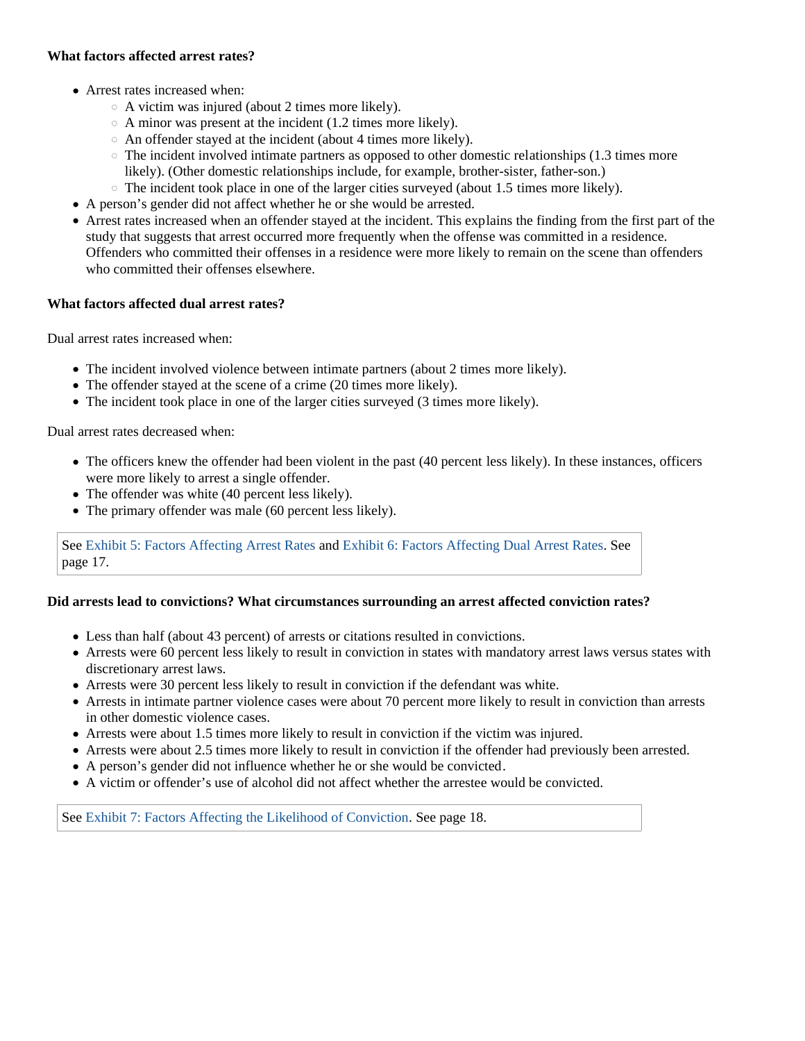**What factors affected arrest rates?**

- Arrest rates increased when:
  - A victim was injured (about 2 times more likely).
  - A minor was present at the incident (1.2 times more likely).
  - An offender stayed at the incident (about 4 times more likely).
  - The incident involved intimate partners as opposed to other domestic relationships (1.3 times more likely). (Other domestic relationships include, for example, brother-sister, father-son.)
  - The incident took place in one of the larger cities surveyed (about 1.5 times more likely).
- A person's gender did not affect whether he or she would be arrested.
- Arrest rates increased when an offender stayed at the incident. This explains the finding from the first part of the study that suggests that arrest occurred more frequently when the offense was committed in a residence. Offenders who committed their offenses in a residence were more likely to remain on the scene than offenders who committed their offenses elsewhere.

**What factors affected dual arrest rates?**

Dual arrest rates increased when:

- The incident involved violence between intimate partners (about 2 times more likely).
- The offender stayed at the scene of a crime (20 times more likely).
- The incident took place in one of the larger cities surveyed (3 times more likely).

Dual arrest rates decreased when:

- The officers knew the offender had been violent in the past (40 percent less likely). In these instances, officers were more likely to arrest a single offender.
- The offender was white (40 percent less likely).
- The primary offender was male (60 percent less likely).

See Exhibit 5: Factors Affecting Arrest Rates and Exhibit 6: Factors Affecting Dual Arrest Rates. See page 17.

**Did arrests lead to convictions? What circumstances surrounding an arrest affected conviction rates?**

- Less than half (about 43 percent) of arrests or citations resulted in convictions.
- Arrests were 60 percent less likely to result in conviction in states with mandatory arrest laws versus states with discretionary arrest laws.
- Arrests were 30 percent less likely to result in conviction if the defendant was white.
- Arrests in intimate partner violence cases were about 70 percent more likely to result in conviction than arrests in other domestic violence cases.
- Arrests were about 1.5 times more likely to result in conviction if the victim was injured.
- Arrests were about 2.5 times more likely to result in conviction if the offender had previously been arrested.
- A person's gender did not influence whether he or she would be convicted.
- A victim or offender's use of alcohol did not affect whether the arrestee would be convicted.

See Exhibit 7: Factors Affecting the Likelihood of Conviction. See page 18.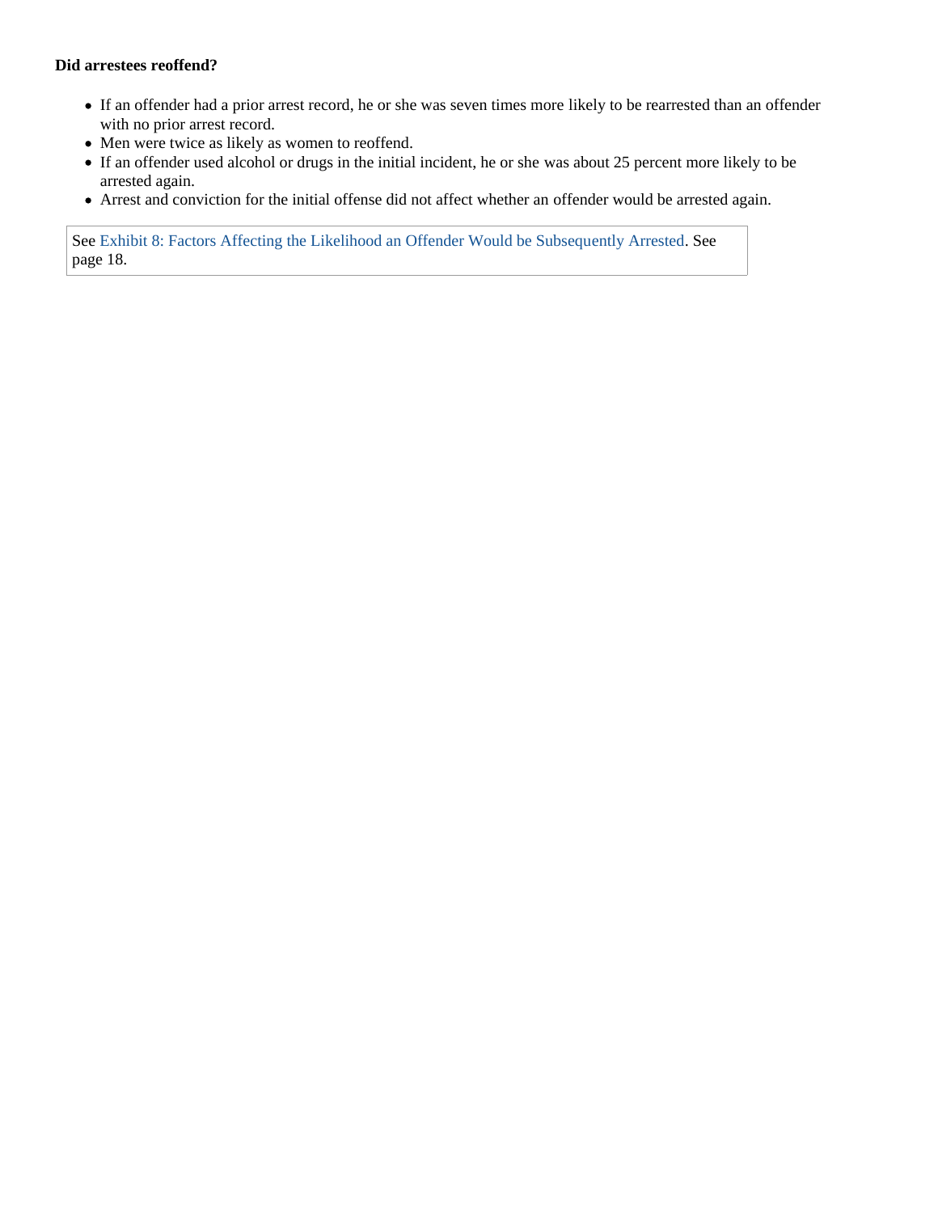**Did arrestees reoffend?**

- If an offender had a prior arrest record, he or she was seven times more likely to be rearrested than an offender with no prior arrest record.
- Men were twice as likely as women to reoffend.
- If an offender used alcohol or drugs in the initial incident, he or she was about 25 percent more likely to be arrested again.
- Arrest and conviction for the initial offense did not affect whether an offender would be arrested again.

See Exhibit 8: Factors Affecting the Likelihood an Offender Would be Subsequently Arrested. See page 18.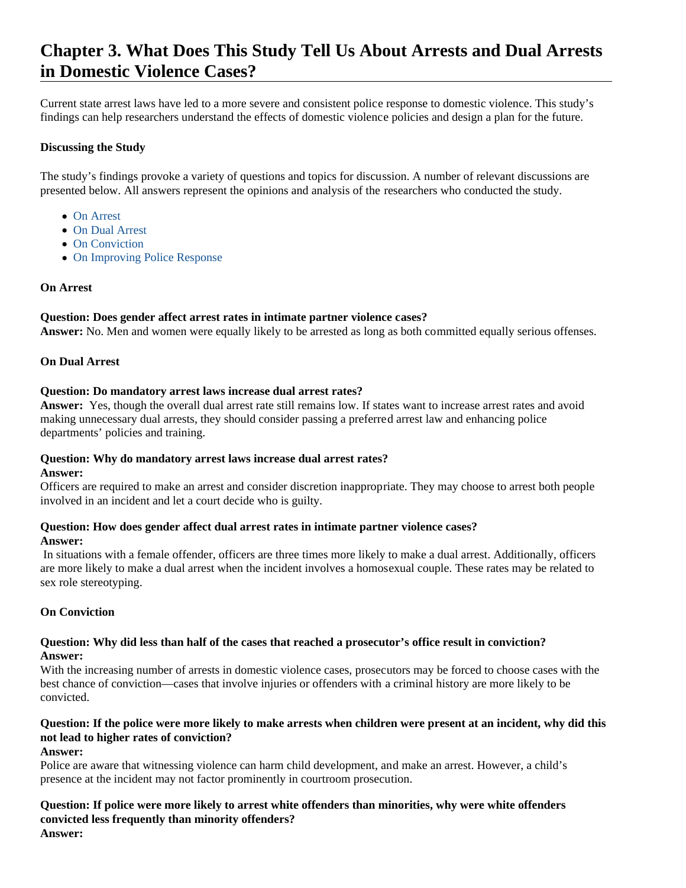# Chapter 3. What Does This Study Tell Us About Arrests and Dual Arrests in Domestic Violence Cases?

Current state arrest laws have led to a more severe and consistent police response to domestic violence. This study's findings can help researchers understand the effects of domestic violence policies and design a plan for the future.

**Discussing the Study**

The study's findings provoke a variety of questions and topics for discussion. A number of relevant discussions are presented below. All answers represent the opinions and analysis of the researchers who conducted the study.

- On Arrest
- On Dual Arrest
- On Conviction
- On Improving Police Response

**On Arrest**

**Question: Does gender affect arrest rates in intimate partner violence cases?**
**Answer:** No. Men and women were equally likely to be arrested as long as both committed equally serious offenses.

**On Dual Arrest**

**Question: Do mandatory arrest laws increase dual arrest rates?**
**Answer:** Yes, though the overall dual arrest rate still remains low. If states want to increase arrest rates and avoid making unnecessary dual arrests, they should consider passing a preferred arrest law and enhancing police departments' policies and training.

**Question: Why do mandatory arrest laws increase dual arrest rates?**
**Answer:**
Officers are required to make an arrest and consider discretion inappropriate. They may choose to arrest both people involved in an incident and let a court decide who is guilty.

**Question: How does gender affect dual arrest rates in intimate partner violence cases?**
**Answer:**
In situations with a female offender, officers are three times more likely to make a dual arrest. Additionally, officers are more likely to make a dual arrest when the incident involves a homosexual couple. These rates may be related to sex role stereotyping.

**On Conviction**

**Question: Why did less than half of the cases that reached a prosecutor's office result in conviction?**
**Answer:**
With the increasing number of arrests in domestic violence cases, prosecutors may be forced to choose cases with the best chance of conviction—cases that involve injuries or offenders with a criminal history are more likely to be convicted.

**Question: If the police were more likely to make arrests when children were present at an incident, why did this not lead to higher rates of conviction?**
**Answer:**
Police are aware that witnessing violence can harm child development, and make an arrest. However, a child's presence at the incident may not factor prominently in courtroom prosecution.

**Question: If police were more likely to arrest white offenders than minorities, why were white offenders convicted less frequently than minority offenders?**
**Answer:**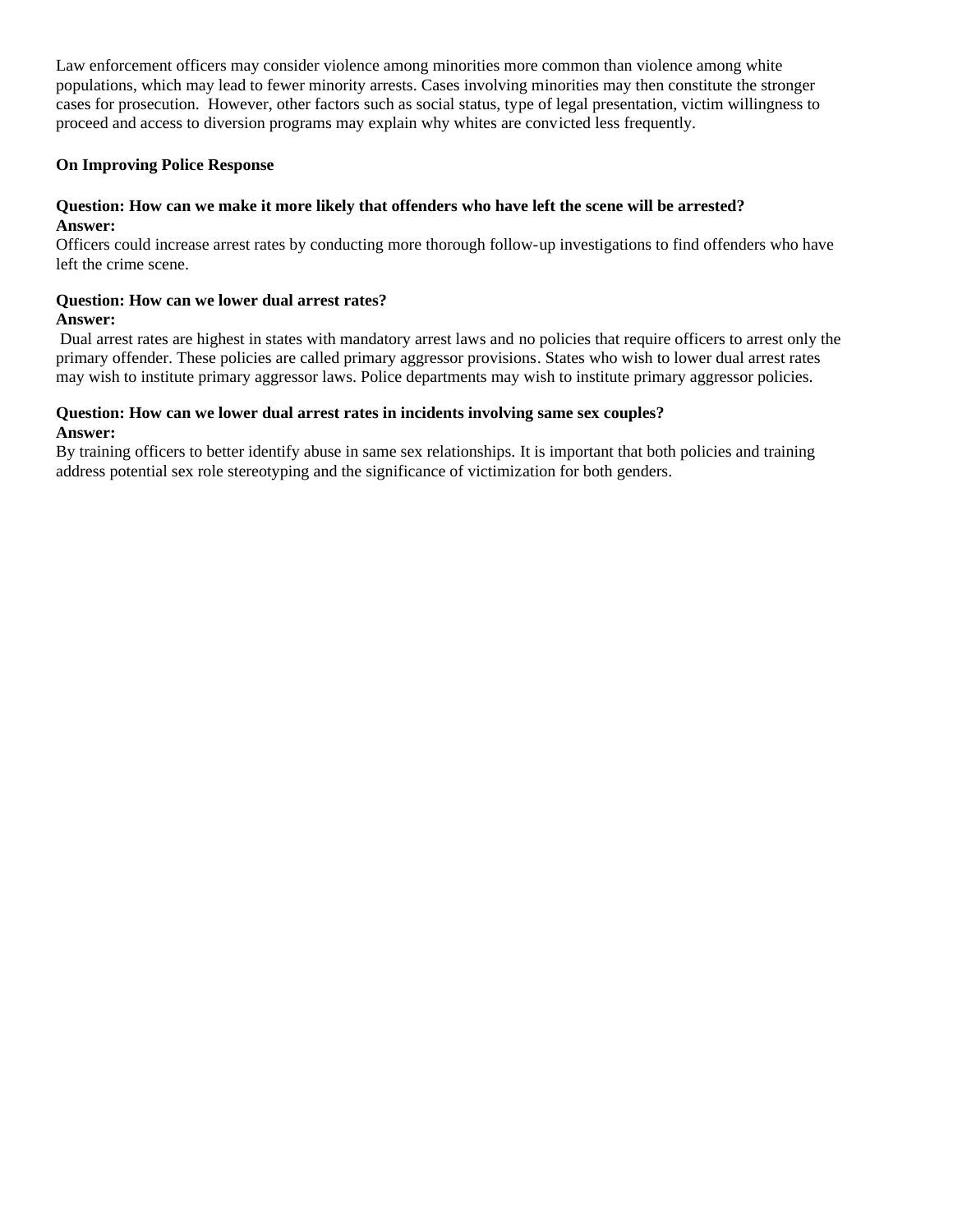Law enforcement officers may consider violence among minorities more common than violence among white populations, which may lead to fewer minority arrests. Cases involving minorities may then constitute the stronger cases for prosecution. However, other factors such as social status, type of legal presentation, victim willingness to proceed and access to diversion programs may explain why whites are convicted less frequently.

**On Improving Police Response**

**Question: How can we make it more likely that offenders who have left the scene will be arrested?**
**Answer:**
Officers could increase arrest rates by conducting more thorough follow-up investigations to find offenders who have left the crime scene.

**Question: How can we lower dual arrest rates?**
**Answer:**
Dual arrest rates are highest in states with mandatory arrest laws and no policies that require officers to arrest only the primary offender. These policies are called primary aggressor provisions. States who wish to lower dual arrest rates may wish to institute primary aggressor laws. Police departments may wish to institute primary aggressor policies.

**Question: How can we lower dual arrest rates in incidents involving same sex couples?**
**Answer:**
By training officers to better identify abuse in same sex relationships. It is important that both policies and training address potential sex role stereotyping and the significance of victimization for both genders.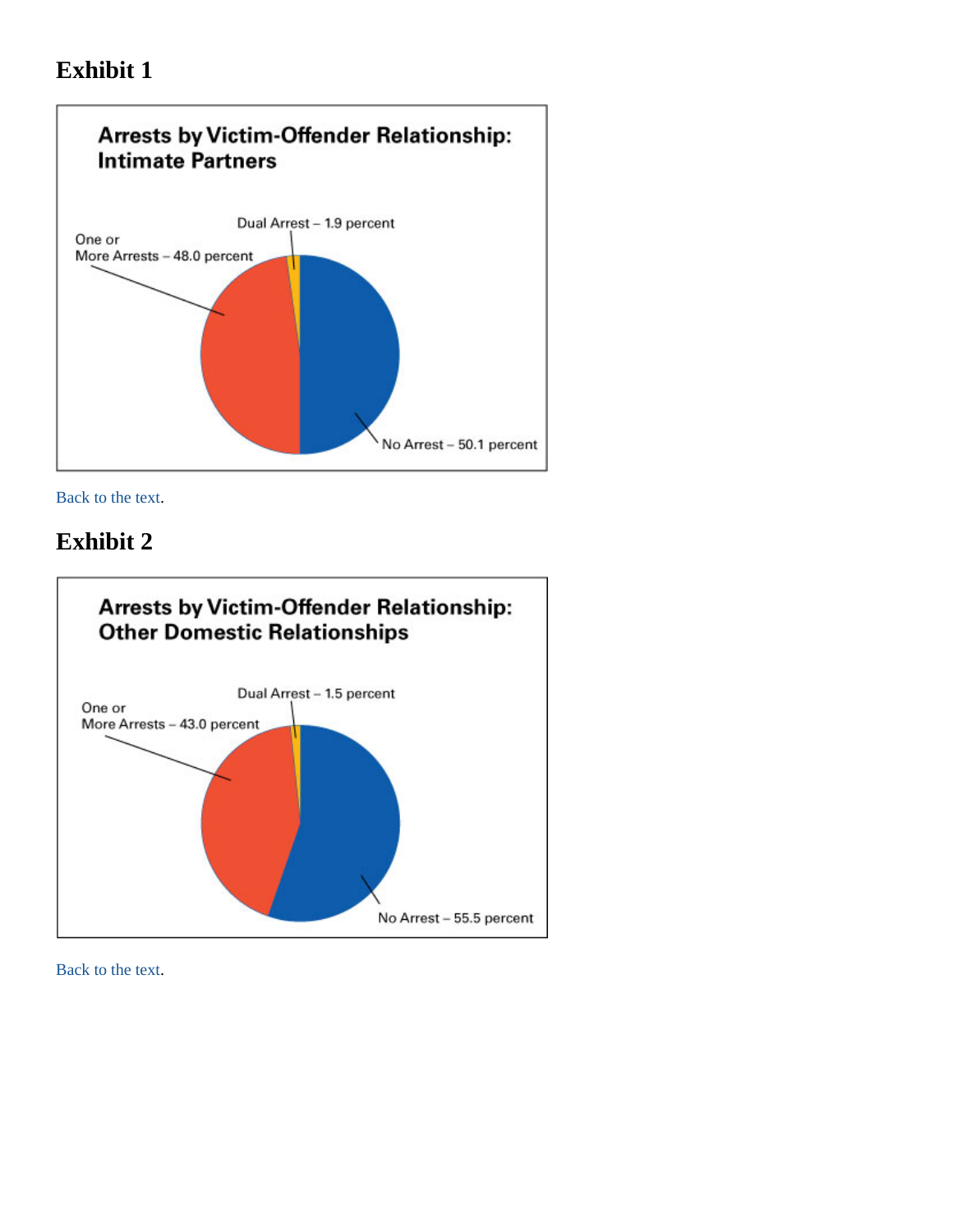## Exhibit 1

**Arrests by Victim-Offender Relationship: Intimate Partners**

Dual Arrest – 1.9 percent

One or More Arrests – 48.0 percent

No Arrest – 50.1 percent

Back to the text.

## Exhibit 2

**Arrests by Victim-Offender Relationship: Other Domestic Relationships**

Dual Arrest – 1.5 percent

One or More Arrests – 43.0 percent

No Arrest – 55.5 percent

Back to the text.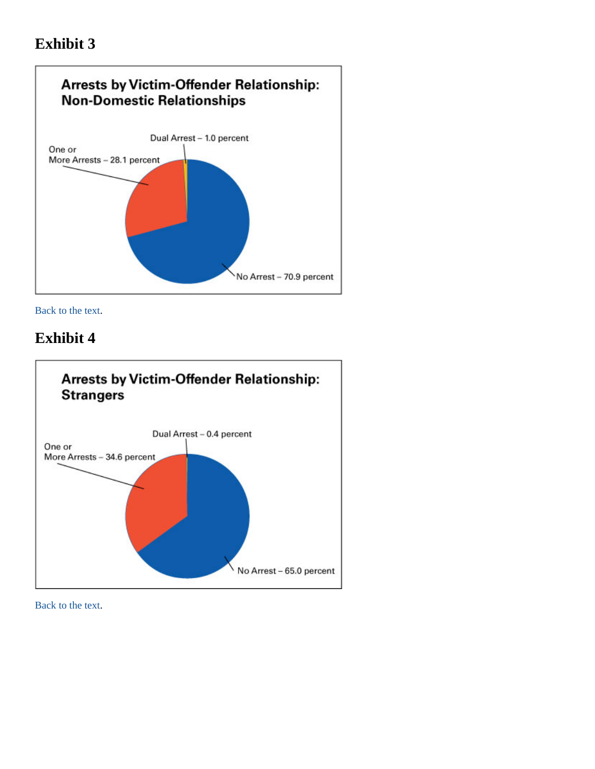## Exhibit 3

**Arrests by Victim-Offender Relationship: Non-Domestic Relationships**

Dual Arrest – 1.0 percent

One or More Arrests – 28.1 percent

No Arrest – 70.9 percent

Back to the text.

## Exhibit 4

**Arrests by Victim-Offender Relationship: Strangers**

Dual Arrest – 0.4 percent

One or More Arrests – 34.6 percent

No Arrest – 65.0 percent

Back to the text.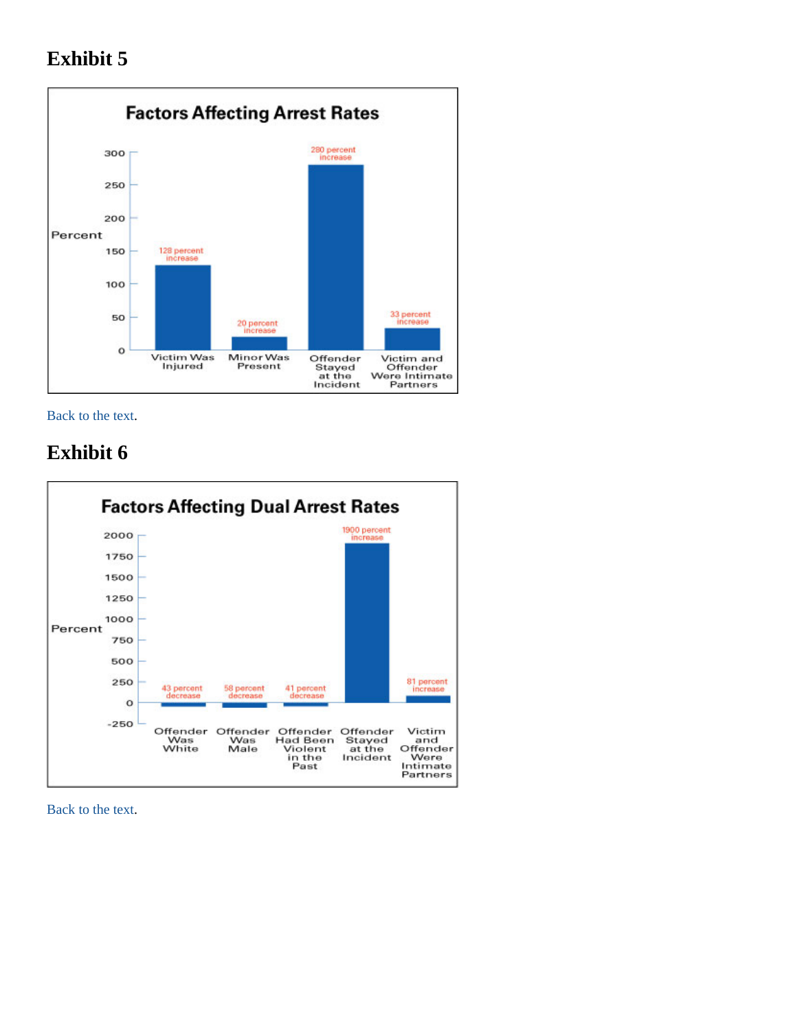## Exhibit 5

**Factors Affecting Arrest Rates**

| Factor | Percent |
|---|---|
| Victim Was Injured | 128 percent increase |
| Minor Was Present | 20 percent increase |
| Offender Stayed at the Incident | 280 percent increase |
| Victim and Offender Were Intimate Partners | 33 percent increase |

Back to the text.

## Exhibit 6

**Factors Affecting Dual Arrest Rates**

| Factor | Percent |
|---|---|
| Offender Was White | 43 percent decrease |
| Offender Was Male | 58 percent decrease |
| Offender Had Been Violent in the Past | 41 percent decrease |
| Offender Stayed at the Incident | 1900 percent increase |
| Victim and Offender Were Intimate Partners | 81 percent increase |

Back to the text.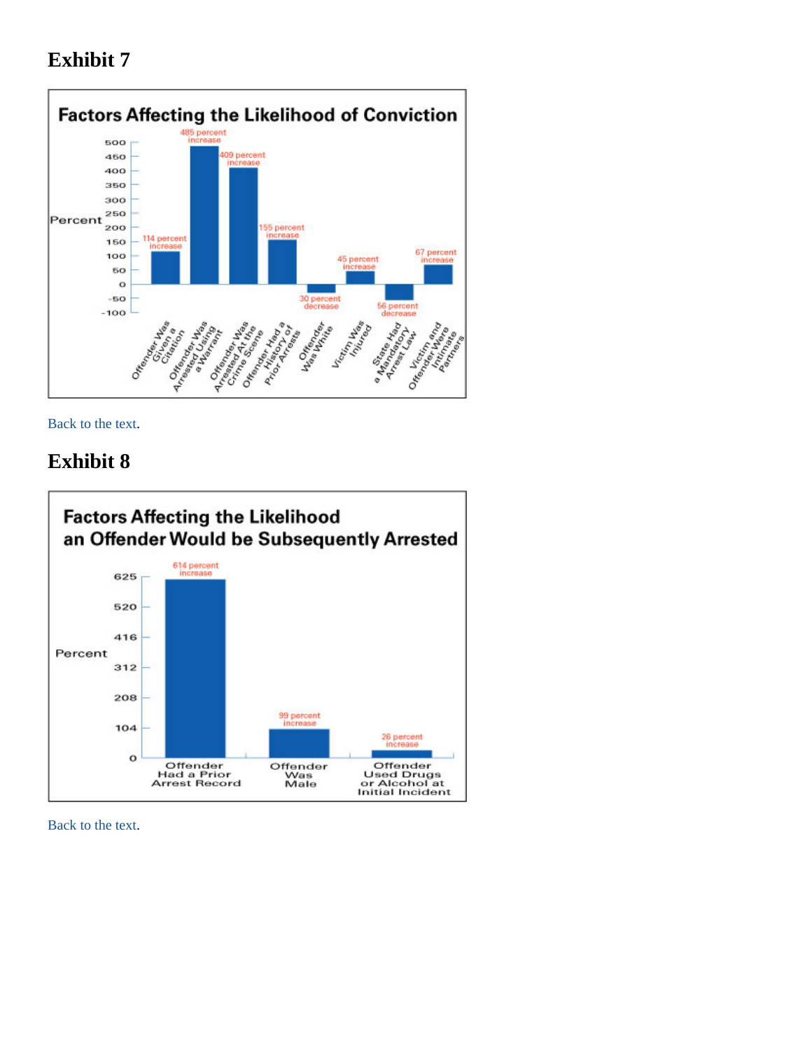## Exhibit 7

**Factors Affecting the Likelihood of Conviction**

| Factor | Percent |
|---|---|
| Offender Was Given a Citation | 114 percent increase |
| Offender Was Arrested Using a Warrant | 485 percent increase |
| Offender Was Arrested At the Crime Scene | 409 percent increase |
| Offender Had a History of Prior Arrests | 155 percent increase |
| Offender Was White | 30 percent decrease |
| Victim Was Injured | 45 percent increase |
| State Had a Mandatory Arrest Law | 56 percent decrease |
| Victim and Offender Were Intimate Partners | 67 percent increase |

Back to the text.

## Exhibit 8

**Factors Affecting the Likelihood an Offender Would be Subsequently Arrested**

| Factor | Percent |
|---|---|
| Offender Had a Prior Arrest Record | 614 percent increase |
| Offender Was Male | 99 percent increase |
| Offender Used Drugs or Alcohol at Initial Incident | 26 percent increase |

Back to the text.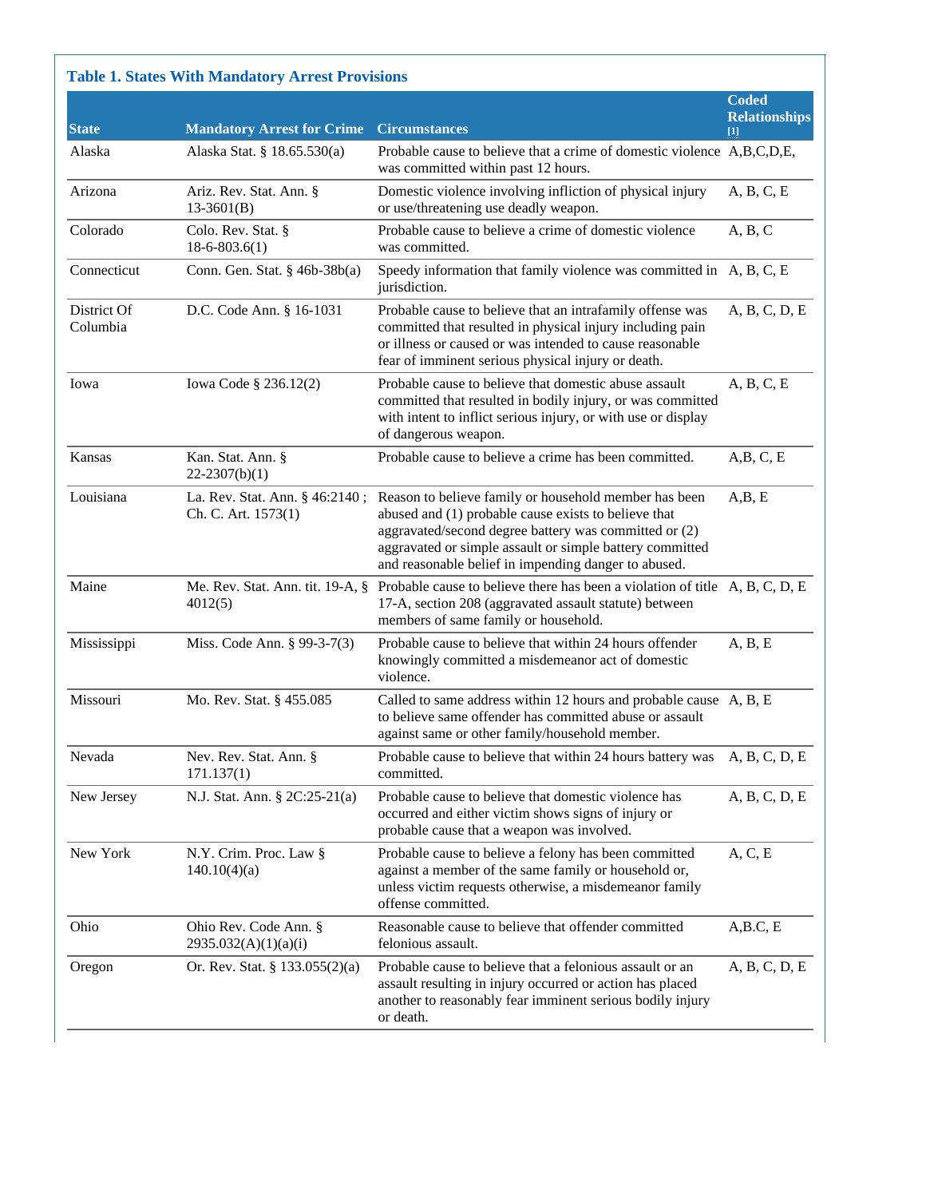**Table 1. States With Mandatory Arrest Provisions**

| State | Mandatory Arrest for Crime | Circumstances | Coded Relationships [1] |
|---|---|---|---|
| Alaska | Alaska Stat. § 18.65.530(a) | Probable cause to believe that a crime of domestic violence was committed within past 12 hours. | A,B,C,D,E, |
| Arizona | Ariz. Rev. Stat. Ann. § 13-3601(B) | Domestic violence involving infliction of physical injury or use/threatening use deadly weapon. | A, B, C, E |
| Colorado | Colo. Rev. Stat. § 18-6-803.6(1) | Probable cause to believe a crime of domestic violence was committed. | A, B, C |
| Connecticut | Conn. Gen. Stat. § 46b-38b(a) | Speedy information that family violence was committed in jurisdiction. | A, B, C, E |
| District Of Columbia | D.C. Code Ann. § 16-1031 | Probable cause to believe that an intrafamily offense was committed that resulted in physical injury including pain or illness or caused or was intended to cause reasonable fear of imminent serious physical injury or death. | A, B, C, D, E |
| Iowa | Iowa Code § 236.12(2) | Probable cause to believe that domestic abuse assault committed that resulted in bodily injury, or was committed with intent to inflict serious injury, or with use or display of dangerous weapon. | A, B, C, E |
| Kansas | Kan. Stat. Ann. § 22-2307(b)(1) | Probable cause to believe a crime has been committed. | A,B, C, E |
| Louisiana | La. Rev. Stat. Ann. § 46:2140 ; Ch. C. Art. 1573(1) | Reason to believe family or household member has been abused and (1) probable cause exists to believe that aggravated/second degree battery was committed or (2) aggravated or simple assault or simple battery committed and reasonable belief in impending danger to abused. | A,B, E |
| Maine | Me. Rev. Stat. Ann. tit. 19-A, § 4012(5) | Probable cause to believe there has been a violation of title 17-A, section 208 (aggravated assault statute) between members of same family or household. | A, B, C, D, E |
| Mississippi | Miss. Code Ann. § 99-3-7(3) | Probable cause to believe that within 24 hours offender knowingly committed a misdemeanor act of domestic violence. | A, B, E |
| Missouri | Mo. Rev. Stat. § 455.085 | Called to same address within 12 hours and probable cause to believe same offender has committed abuse or assault against same or other family/household member. | A, B, E |
| Nevada | Nev. Rev. Stat. Ann. § 171.137(1) | Probable cause to believe that within 24 hours battery was committed. | A, B, C, D, E |
| New Jersey | N.J. Stat. Ann. § 2C:25-21(a) | Probable cause to believe that domestic violence has occurred and either victim shows signs of injury or probable cause that a weapon was involved. | A, B, C, D, E |
| New York | N.Y. Crim. Proc. Law § 140.10(4)(a) | Probable cause to believe a felony has been committed against a member of the same family or household or, unless victim requests otherwise, a misdemeanor family offense committed. | A, C, E |
| Ohio | Ohio Rev. Code Ann. § 2935.032(A)(1)(a)(i) | Reasonable cause to believe that offender committed felonious assault. | A,B.C, E |
| Oregon | Or. Rev. Stat. § 133.055(2)(a) | Probable cause to believe that a felonious assault or an assault resulting in injury occurred or action has placed another to reasonably fear imminent serious bodily injury or death. | A, B, C, D, E |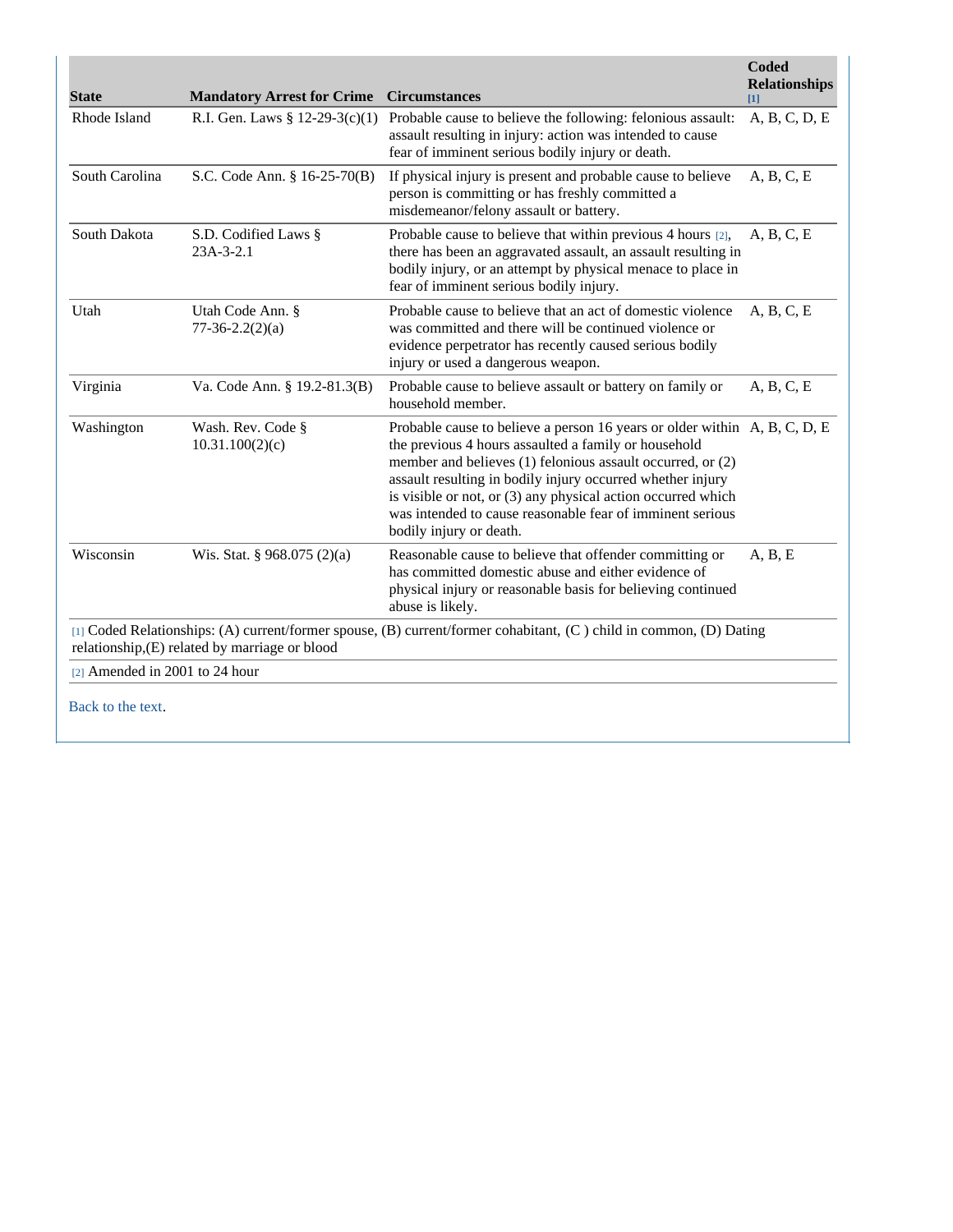| State | Mandatory Arrest for Crime | Circumstances | Coded Relationships [1] |
|---|---|---|---|
| Rhode Island | R.I. Gen. Laws § 12-29-3(c)(1) | Probable cause to believe the following: felonious assault: assault resulting in injury: action was intended to cause fear of imminent serious bodily injury or death. | A, B, C, D, E |
| South Carolina | S.C. Code Ann. § 16-25-70(B) | If physical injury is present and probable cause to believe person is committing or has freshly committed a misdemeanor/felony assault or battery. | A, B, C, E |
| South Dakota | S.D. Codified Laws § 23A-3-2.1 | Probable cause to believe that within previous 4 hours [2], there has been an aggravated assault, an assault resulting in bodily injury, or an attempt by physical menace to place in fear of imminent serious bodily injury. | A, B, C, E |
| Utah | Utah Code Ann. § 77-36-2.2(2)(a) | Probable cause to believe that an act of domestic violence was committed and there will be continued violence or evidence perpetrator has recently caused serious bodily injury or used a dangerous weapon. | A, B, C, E |
| Virginia | Va. Code Ann. § 19.2-81.3(B) | Probable cause to believe assault or battery on family or household member. | A, B, C, E |
| Washington | Wash. Rev. Code § 10.31.100(2)(c) | Probable cause to believe a person 16 years or older within the previous 4 hours assaulted a family or household member and believes (1) felonious assault occurred, or (2) assault resulting in bodily injury occurred whether injury is visible or not, or (3) any physical action occurred which was intended to cause reasonable fear of imminent serious bodily injury or death. | A, B, C, D, E |
| Wisconsin | Wis. Stat. § 968.075 (2)(a) | Reasonable cause to believe that offender committing or has committed domestic abuse and either evidence of physical injury or reasonable basis for believing continued abuse is likely. | A, B, E |

[1] Coded Relationships: (A) current/former spouse, (B) current/former cohabitant, (C ) child in common, (D) Dating relationship,(E) related by marriage or blood

[2] Amended in 2001 to 24 hour

Back to the text.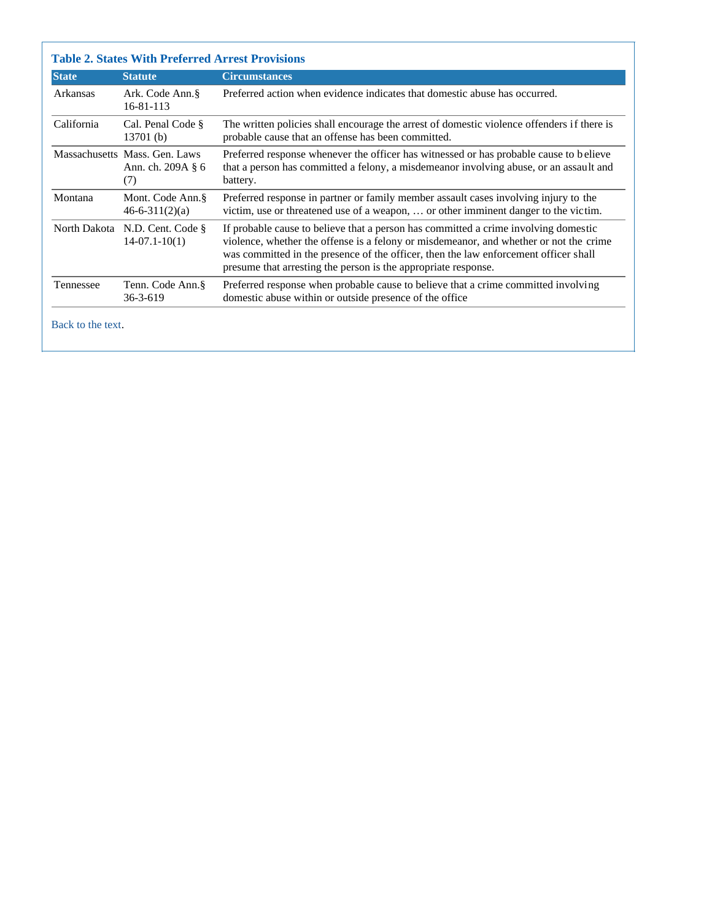**Table 2. States With Preferred Arrest Provisions**

| State | Statute | Circumstances |
|---|---|---|
| Arkansas | Ark. Code Ann.§ 16-81-113 | Preferred action when evidence indicates that domestic abuse has occurred. |
| California | Cal. Penal Code § 13701 (b) | The written policies shall encourage the arrest of domestic violence offenders if there is probable cause that an offense has been committed. |
| Massachusetts | Mass. Gen. Laws Ann. ch. 209A § 6 (7) | Preferred response whenever the officer has witnessed or has probable cause to believe that a person has committed a felony, a misdemeanor involving abuse, or an assault and battery. |
| Montana | Mont. Code Ann.§ 46-6-311(2)(a) | Preferred response in partner or family member assault cases involving injury to the victim, use or threatened use of a weapon, … or other imminent danger to the victim. |
| North Dakota | N.D. Cent. Code § 14-07.1-10(1) | If probable cause to believe that a person has committed a crime involving domestic violence, whether the offense is a felony or misdemeanor, and whether or not the crime was committed in the presence of the officer, then the law enforcement officer shall presume that arresting the person is the appropriate response. |
| Tennessee | Tenn. Code Ann.§ 36-3-619 | Preferred response when probable cause to believe that a crime committed involving domestic abuse within or outside presence of the office |

Back to the text.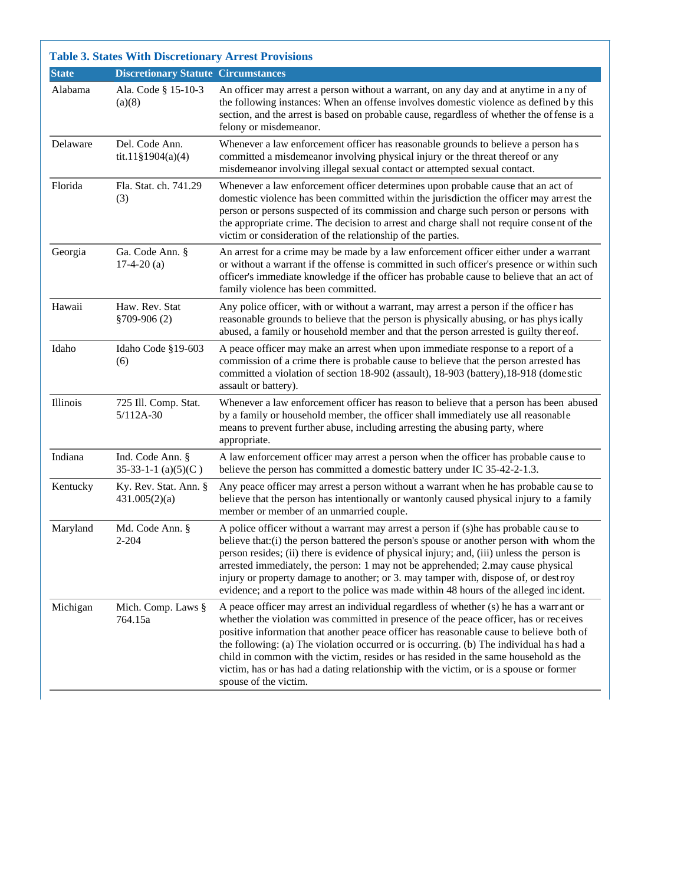### Table 3. States With Discretionary Arrest Provisions

| State | Discretionary Statute | Circumstances |
|---|---|---|
| Alabama | Ala. Code § 15-10-3 (a)(8) | An officer may arrest a person without a warrant, on any day and at anytime in any of the following instances: When an offense involves domestic violence as defined by this section, and the arrest is based on probable cause, regardless of whether the offense is a felony or misdemeanor. |
| Delaware | Del. Code Ann. tit.11§1904(a)(4) | Whenever a law enforcement officer has reasonable grounds to believe a person has committed a misdemeanor involving physical injury or the threat thereof or any misdemeanor involving illegal sexual contact or attempted sexual contact. |
| Florida | Fla. Stat. ch. 741.29 (3) | Whenever a law enforcement officer determines upon probable cause that an act of domestic violence has been committed within the jurisdiction the officer may arrest the person or persons suspected of its commission and charge such person or persons with the appropriate crime. The decision to arrest and charge shall not require consent of the victim or consideration of the relationship of the parties. |
| Georgia | Ga. Code Ann. § 17-4-20 (a) | An arrest for a crime may be made by a law enforcement officer either under a warrant or without a warrant if the offense is committed in such officer's presence or within such officer's immediate knowledge if the officer has probable cause to believe that an act of family violence has been committed. |
| Hawaii | Haw. Rev. Stat §709-906 (2) | Any police officer, with or without a warrant, may arrest a person if the officer has reasonable grounds to believe that the person is physically abusing, or has physically abused, a family or household member and that the person arrested is guilty thereof. |
| Idaho | Idaho Code §19-603 (6) | A peace officer may make an arrest when upon immediate response to a report of a commission of a crime there is probable cause to believe that the person arrested has committed a violation of section 18-902 (assault), 18-903 (battery),18-918 (domestic assault or battery). |
| Illinois | 725 Ill. Comp. Stat. 5/112A-30 | Whenever a law enforcement officer has reason to believe that a person has been abused by a family or household member, the officer shall immediately use all reasonable means to prevent further abuse, including arresting the abusing party, where appropriate. |
| Indiana | Ind. Code Ann. § 35-33-1-1 (a)(5)(C ) | A law enforcement officer may arrest a person when the officer has probable cause to believe the person has committed a domestic battery under IC 35-42-2-1.3. |
| Kentucky | Ky. Rev. Stat. Ann. § 431.005(2)(a) | Any peace officer may arrest a person without a warrant when he has probable cause to believe that the person has intentionally or wantonly caused physical injury to a family member or member of an unmarried couple. |
| Maryland | Md. Code Ann. § 2-204 | A police officer without a warrant may arrest a person if (s)he has probable cause to believe that:(i) the person battered the person's spouse or another person with whom the person resides; (ii) there is evidence of physical injury; and, (iii) unless the person is arrested immediately, the person: 1 may not be apprehended; 2.may cause physical injury or property damage to another; or 3. may tamper with, dispose of, or destroy evidence; and a report to the police was made within 48 hours of the alleged incident. |
| Michigan | Mich. Comp. Laws § 764.15a | A peace officer may arrest an individual regardless of whether (s) he has a warrant or whether the violation was committed in presence of the peace officer, has or receives positive information that another peace officer has reasonable cause to believe both of the following: (a) The violation occurred or is occurring. (b) The individual has had a child in common with the victim, resides or has resided in the same household as the victim, has or has had a dating relationship with the victim, or is a spouse or former spouse of the victim. |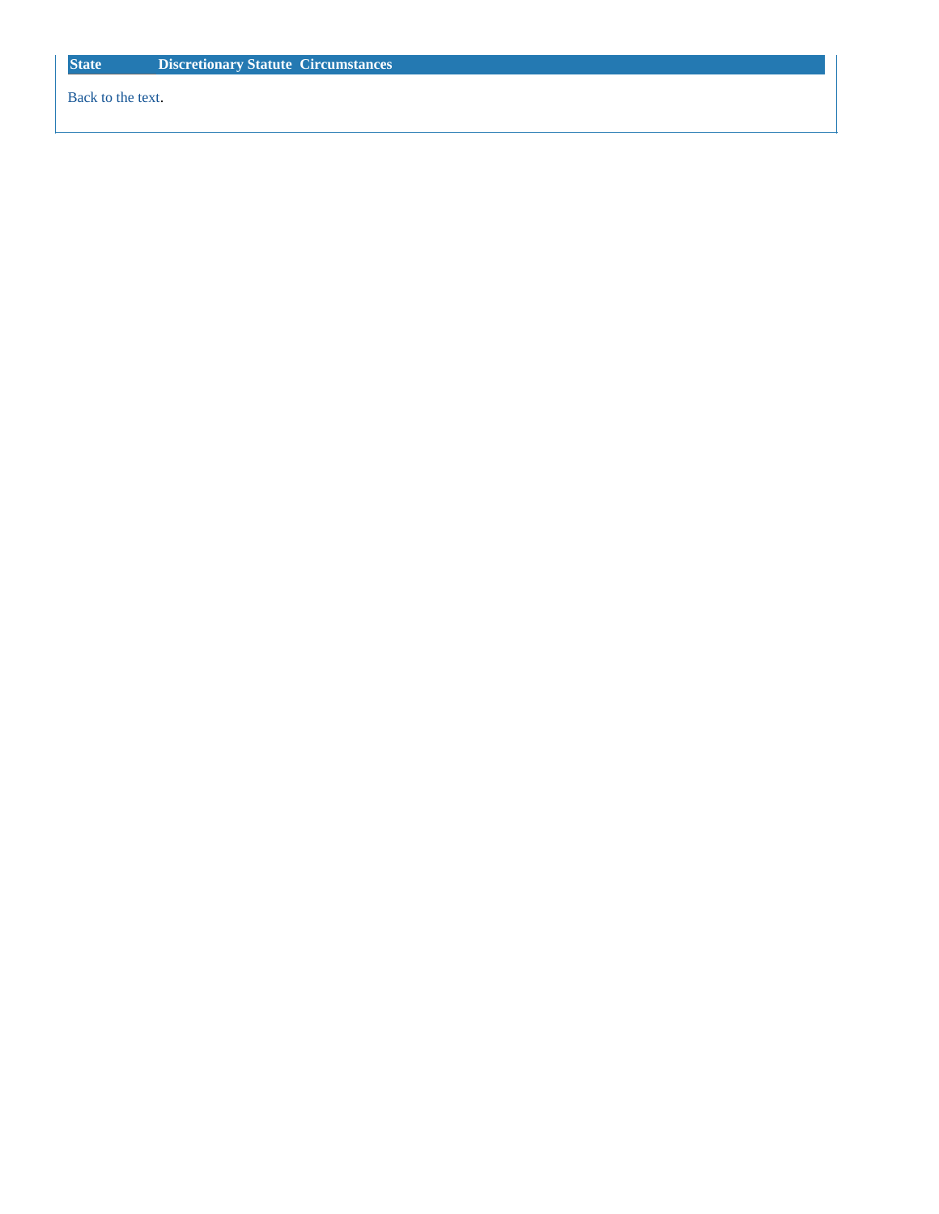| State | Discretionary Statute | Circumstances |
| --- | --- | --- |

Back to the text.